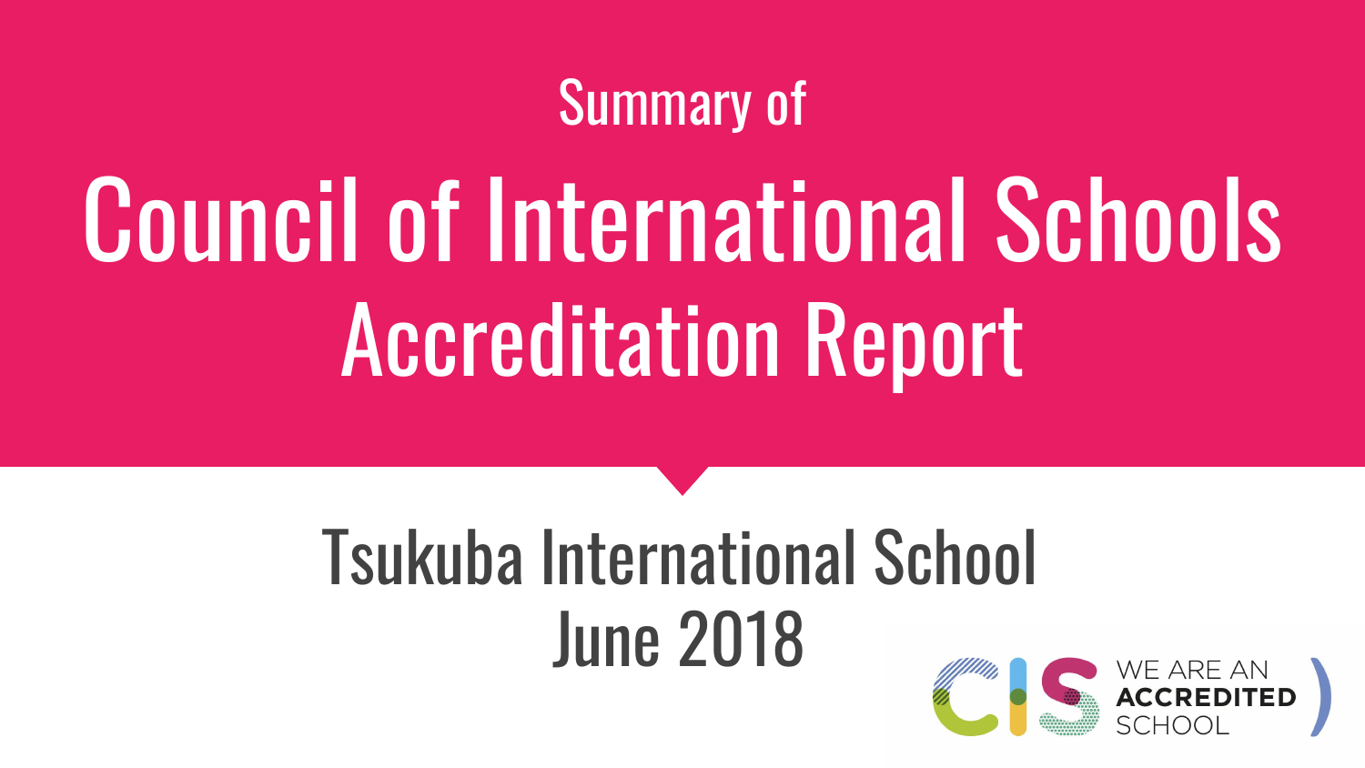Summary of

# Council of International Schools Accreditation Report

## Tsukuba International School
## June 2018

WE ARE AN **ACCREDITED** SCHOOL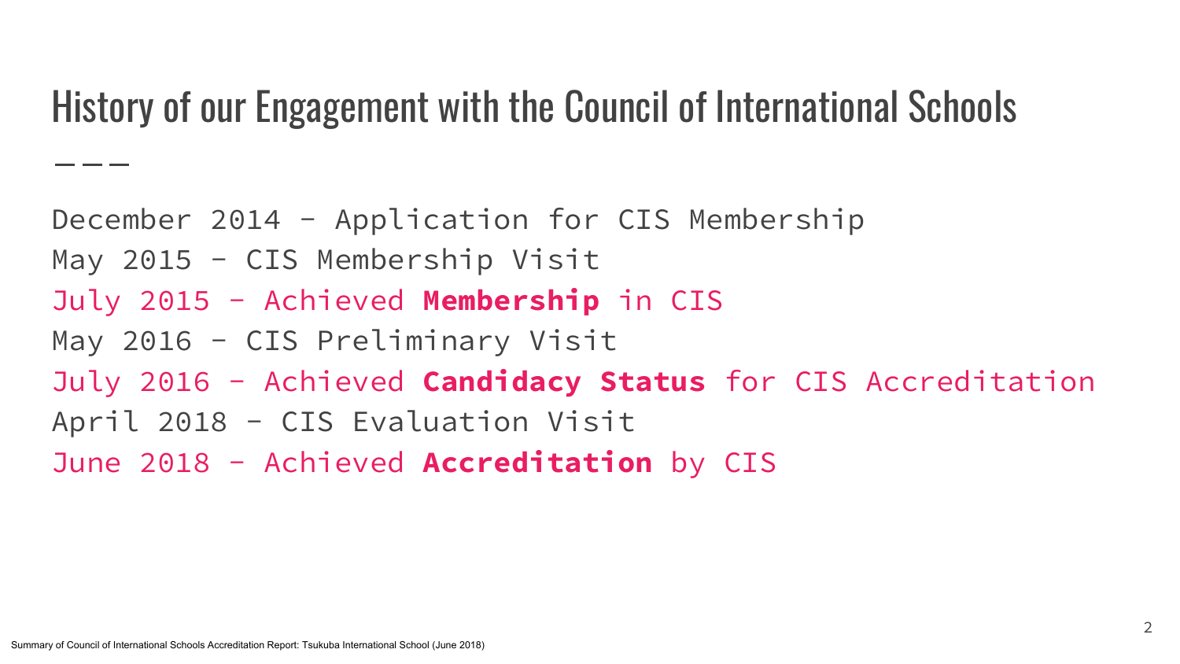# History of our Engagement with the Council of International Schools

December 2014 - Application for CIS Membership

May 2015 - CIS Membership Visit

July 2015 - Achieved **Membership** in CIS

May 2016 - CIS Preliminary Visit

July 2016 - Achieved **Candidacy Status** for CIS Accreditation

April 2018 - CIS Evaluation Visit

June 2018 - Achieved **Accreditation** by CIS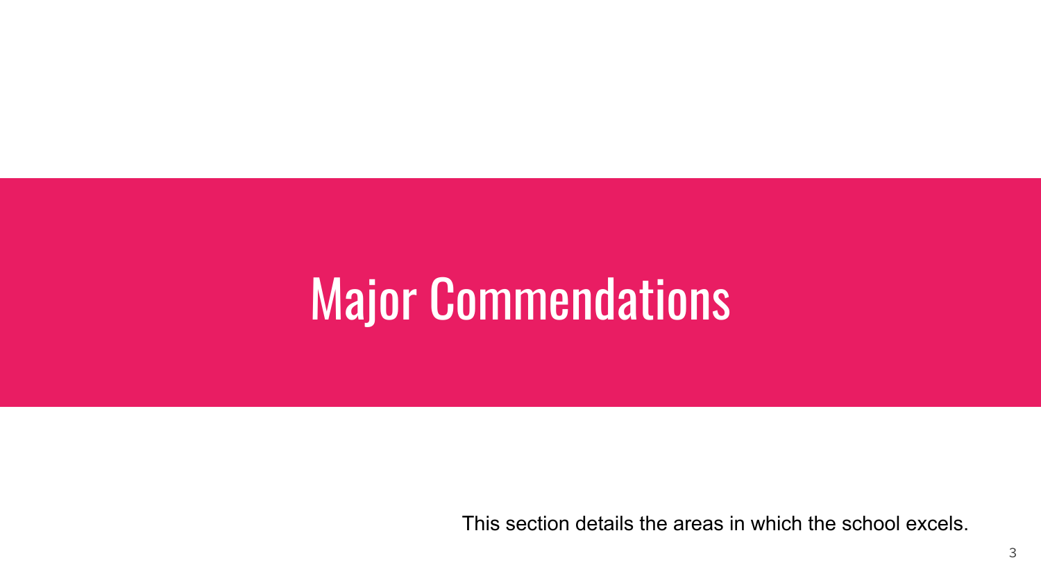# Major Commendations

This section details the areas in which the school excels.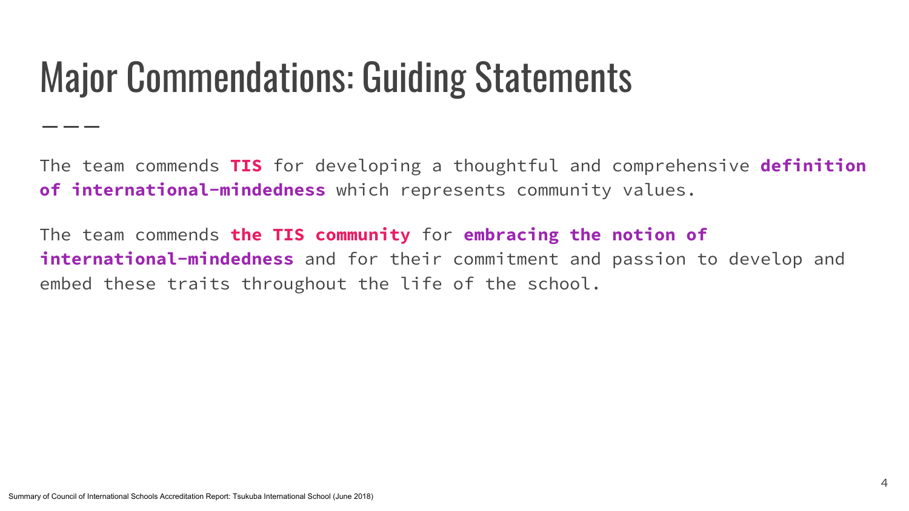# Major Commendations: Guiding Statements

The team commends **TIS** for developing a thoughtful and comprehensive **definition of international-mindedness** which represents community values.

The team commends **the TIS community** for **embracing the notion of international-mindedness** and for their commitment and passion to develop and embed these traits throughout the life of the school.

Summary of Council of International Schools Accreditation Report: Tsukuba International School (June 2018)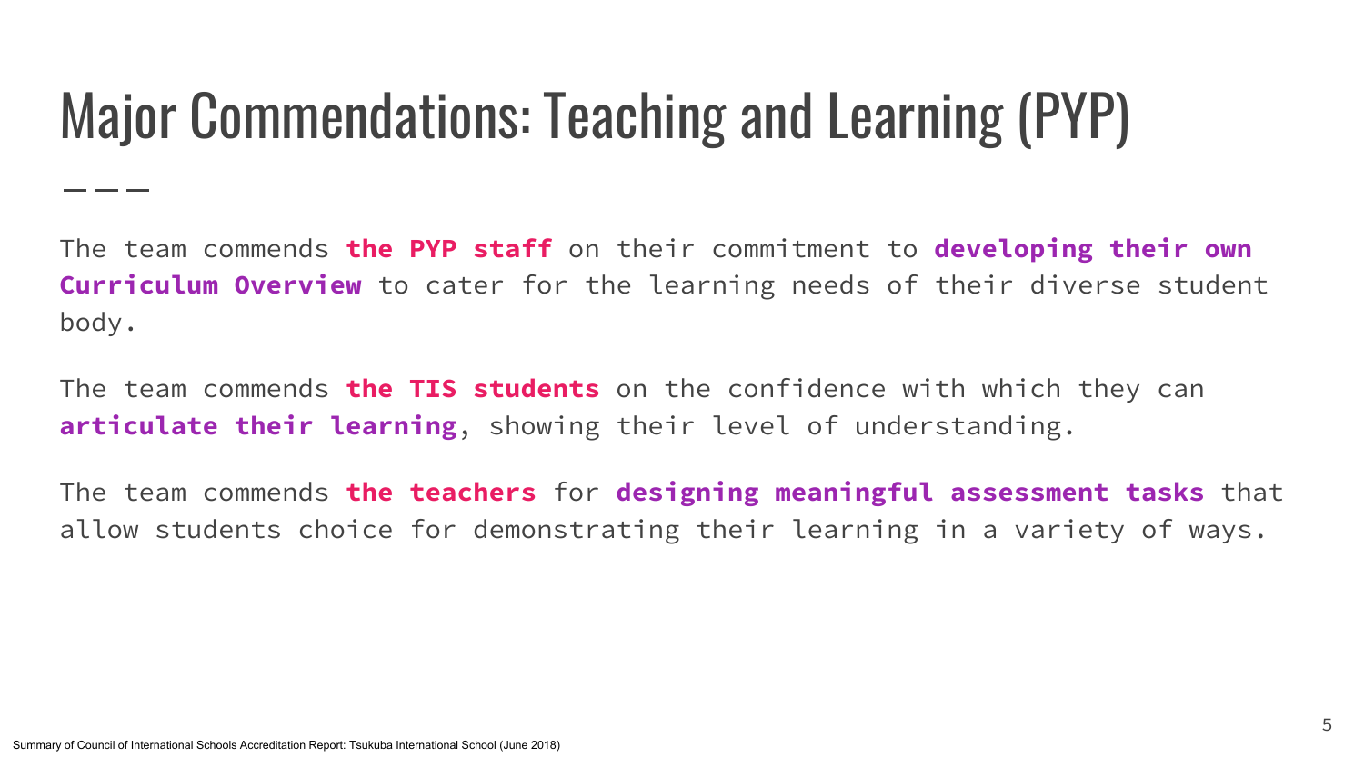# Major Commendations: Teaching and Learning (PYP)

The team commends **the PYP staff** on their commitment to **developing their own Curriculum Overview** to cater for the learning needs of their diverse student body.

The team commends **the TIS students** on the confidence with which they can **articulate their learning**, showing their level of understanding.

The team commends **the teachers** for **designing meaningful assessment tasks** that allow students choice for demonstrating their learning in a variety of ways.

Summary of Council of International Schools Accreditation Report: Tsukuba International School (June 2018)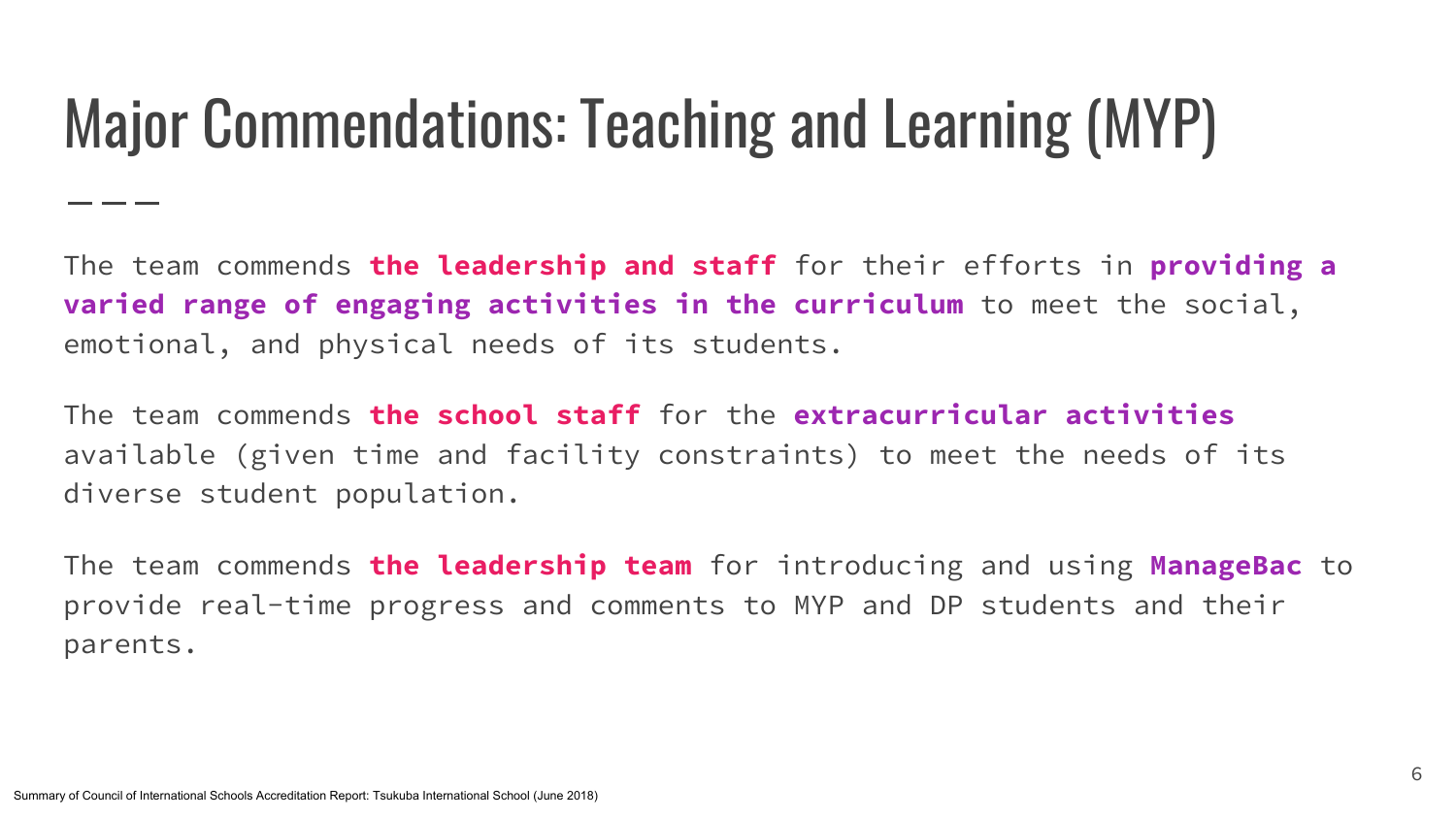# Major Commendations: Teaching and Learning (MYP)

The team commends **the leadership and staff** for their efforts in **providing a varied range of engaging activities in the curriculum** to meet the social, emotional, and physical needs of its students.

The team commends **the school staff** for the **extracurricular activities** available (given time and facility constraints) to meet the needs of its diverse student population.

The team commends **the leadership team** for introducing and using **ManageBac** to provide real-time progress and comments to MYP and DP students and their parents.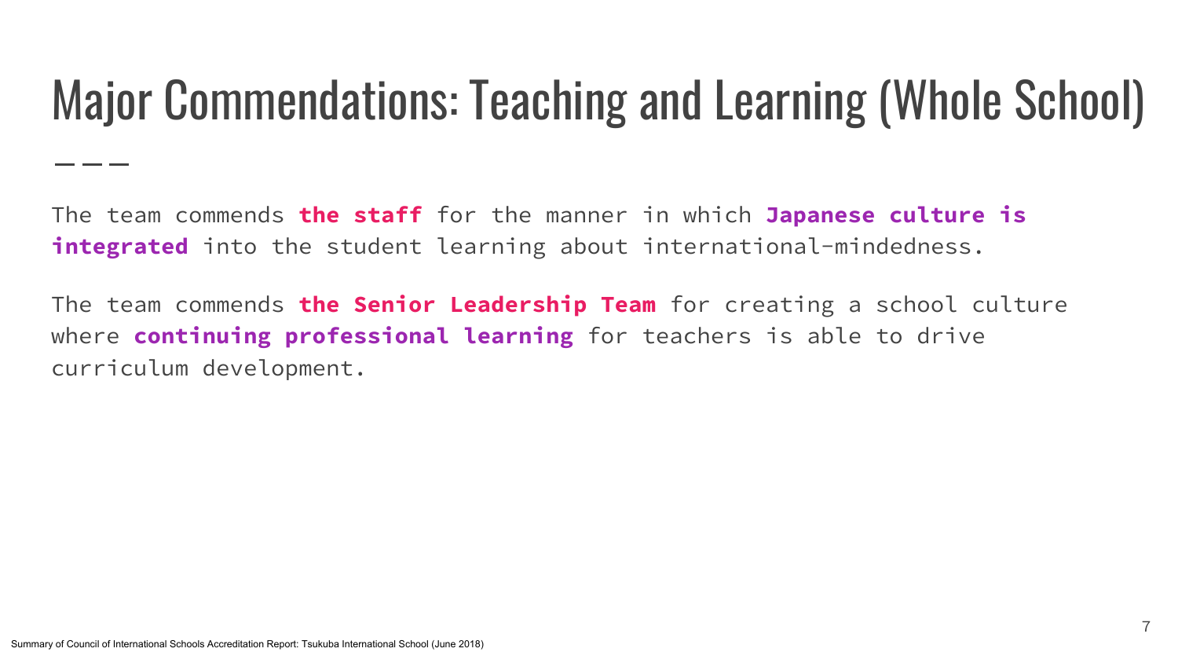# Major Commendations: Teaching and Learning (Whole School)

The team commends **the staff** for the manner in which **Japanese culture is integrated** into the student learning about international-mindedness.

The team commends **the Senior Leadership Team** for creating a school culture where **continuing professional learning** for teachers is able to drive curriculum development.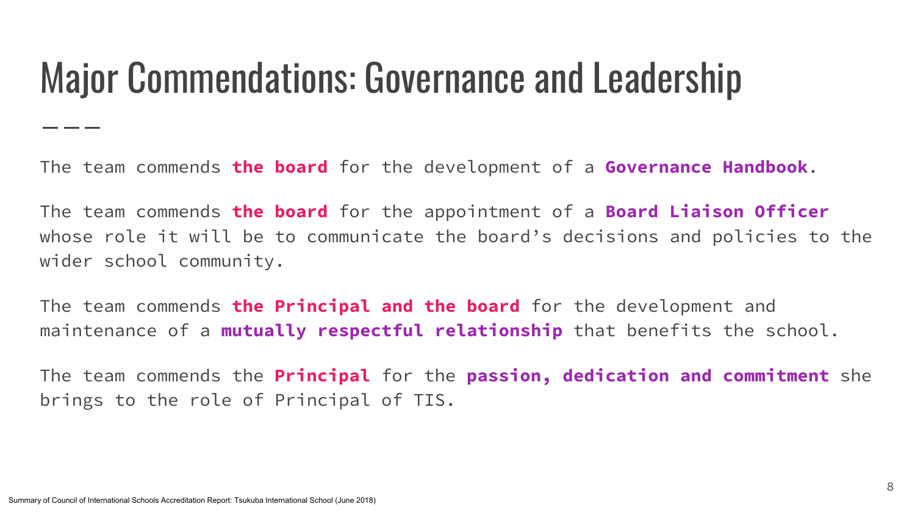# Major Commendations: Governance and Leadership

The team commends **the board** for the development of a **Governance Handbook**.

The team commends **the board** for the appointment of a **Board Liaison Officer** whose role it will be to communicate the board's decisions and policies to the wider school community.

The team commends **the Principal and the board** for the development and maintenance of a **mutually respectful relationship** that benefits the school.

The team commends the **Principal** for the **passion, dedication and commitment** she brings to the role of Principal of TIS.

Summary of Council of International Schools Accreditation Report: Tsukuba International School (June 2018)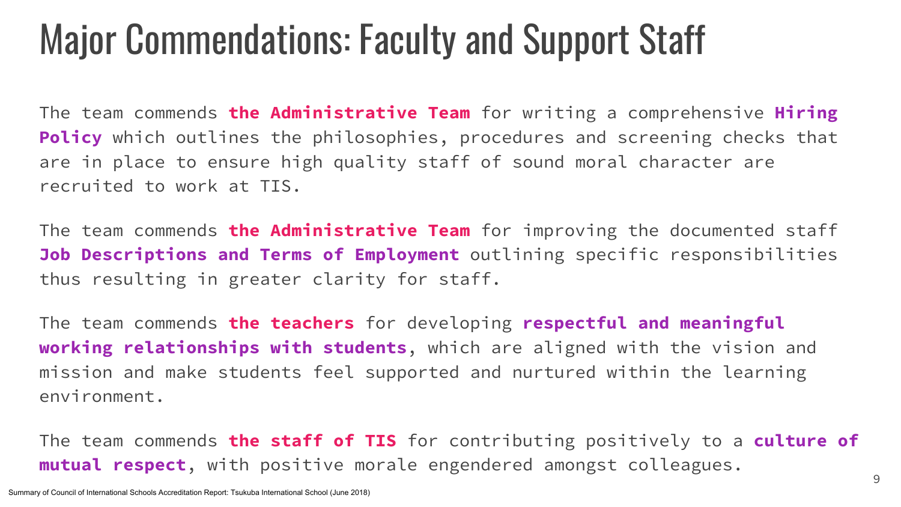# Major Commendations: Faculty and Support Staff

The team commends **the Administrative Team** for writing a comprehensive **Hiring Policy** which outlines the philosophies, procedures and screening checks that are in place to ensure high quality staff of sound moral character are recruited to work at TIS.

The team commends **the Administrative Team** for improving the documented staff **Job Descriptions and Terms of Employment** outlining specific responsibilities thus resulting in greater clarity for staff.

The team commends **the teachers** for developing **respectful and meaningful working relationships with students**, which are aligned with the vision and mission and make students feel supported and nurtured within the learning environment.

The team commends **the staff of TIS** for contributing positively to a **culture of mutual respect**, with positive morale engendered amongst colleagues.

Summary of Council of International Schools Accreditation Report: Tsukuba International School (June 2018)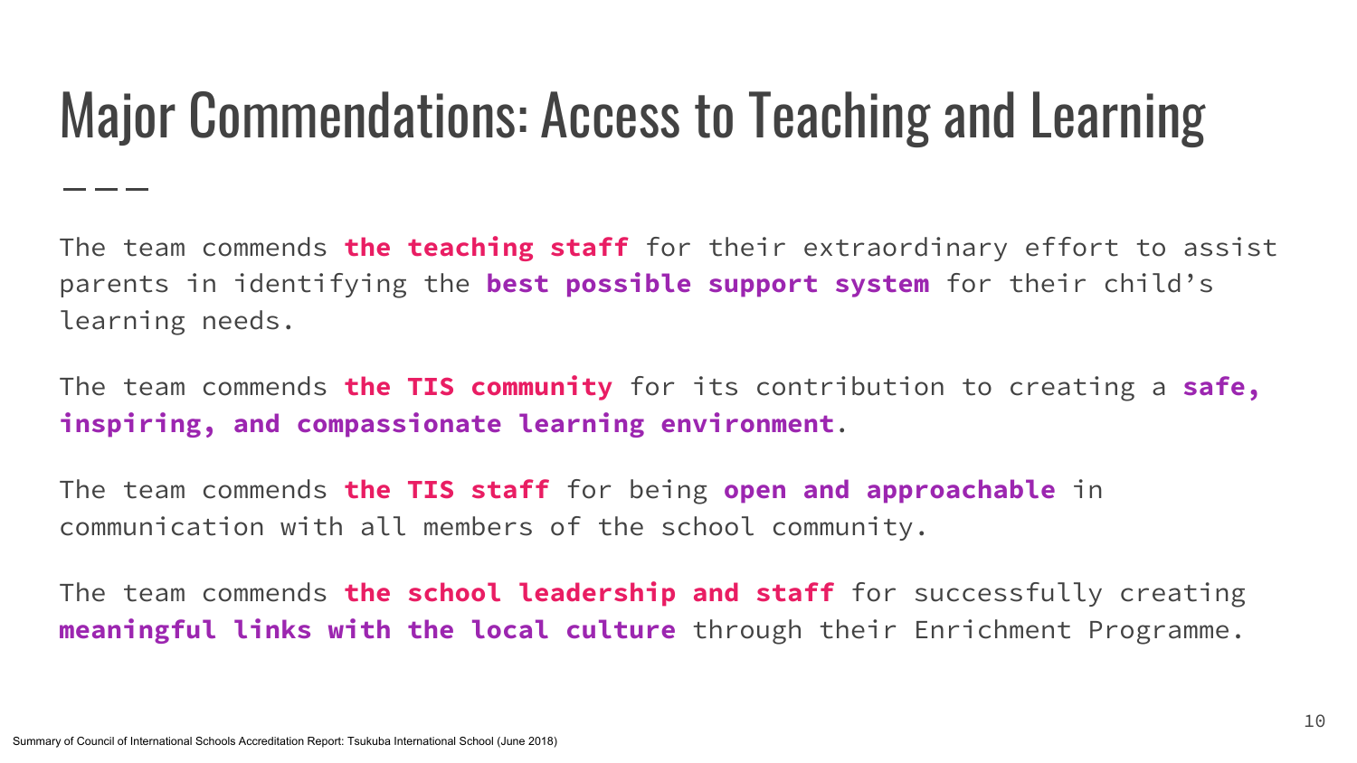# Major Commendations: Access to Teaching and Learning

The team commends **the teaching staff** for their extraordinary effort to assist parents in identifying the **best possible support system** for their child's learning needs.

The team commends **the TIS community** for its contribution to creating a **safe, inspiring, and compassionate learning environment**.

The team commends **the TIS staff** for being **open and approachable** in communication with all members of the school community.

The team commends **the school leadership and staff** for successfully creating **meaningful links with the local culture** through their Enrichment Programme.

Summary of Council of International Schools Accreditation Report: Tsukuba International School (June 2018)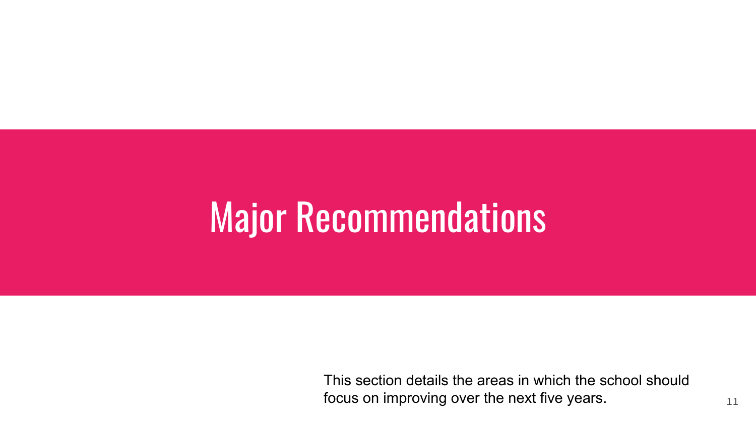# Major Recommendations

This section details the areas in which the school should focus on improving over the next five years.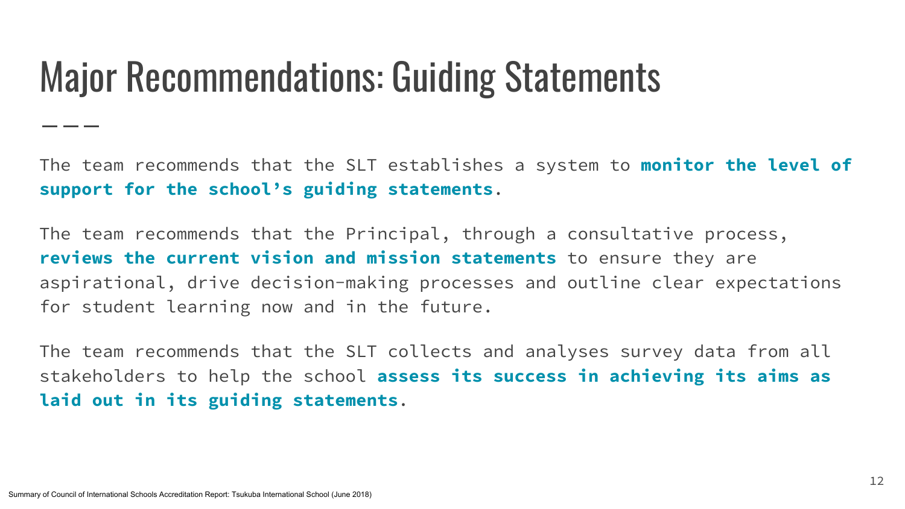# Major Recommendations: Guiding Statements

The team recommends that the SLT establishes a system to **monitor the level of support for the school's guiding statements**.

The team recommends that the Principal, through a consultative process, **reviews the current vision and mission statements** to ensure they are aspirational, drive decision-making processes and outline clear expectations for student learning now and in the future.

The team recommends that the SLT collects and analyses survey data from all stakeholders to help the school **assess its success in achieving its aims as laid out in its guiding statements**.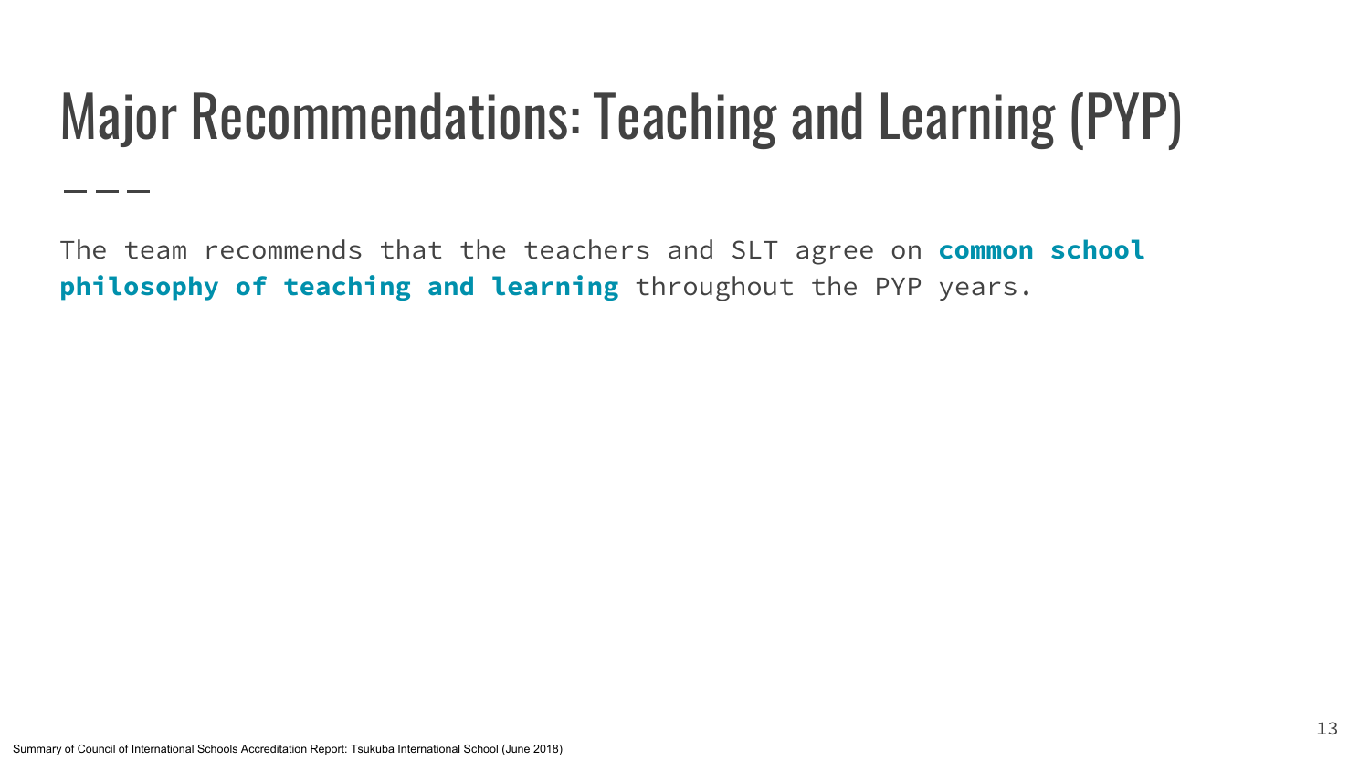# Major Recommendations: Teaching and Learning (PYP)

The team recommends that the teachers and SLT agree on **common school philosophy of teaching and learning** throughout the PYP years.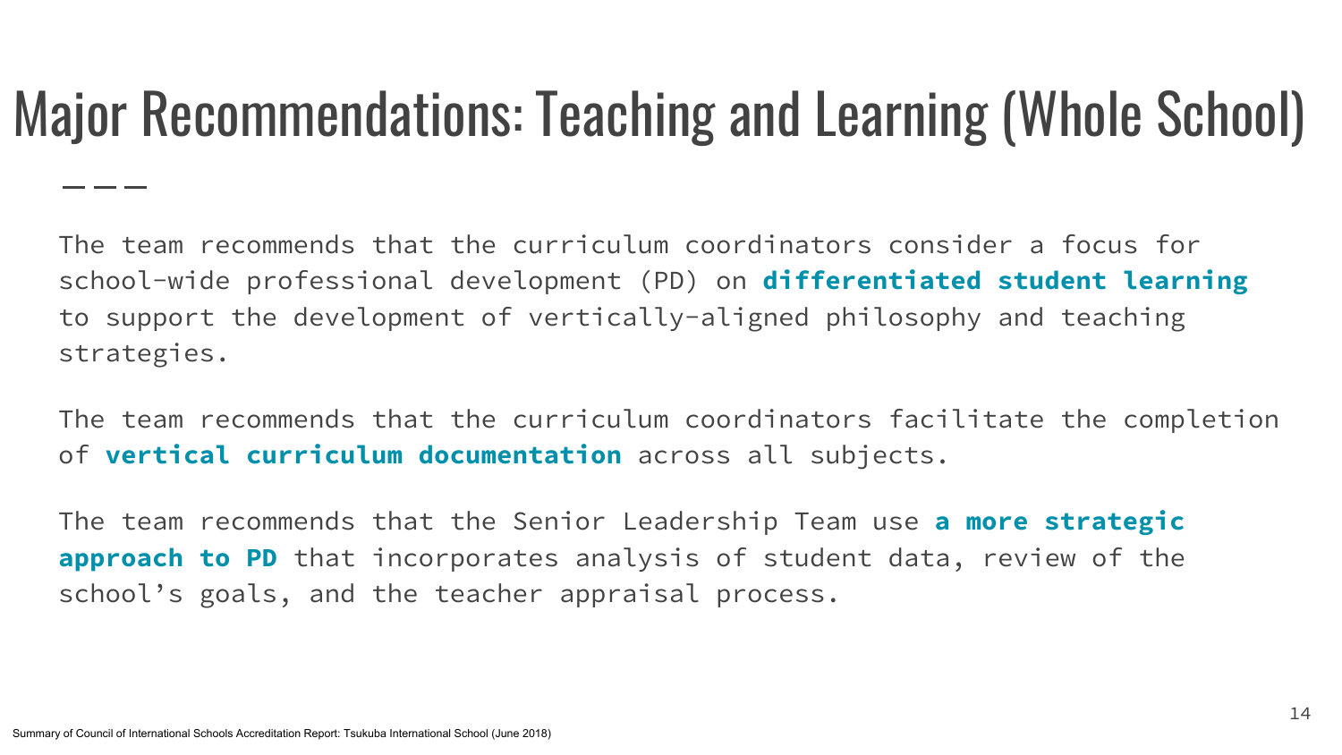# Major Recommendations: Teaching and Learning (Whole School)

The team recommends that the curriculum coordinators consider a focus for school-wide professional development (PD) on **differentiated student learning** to support the development of vertically-aligned philosophy and teaching strategies.

The team recommends that the curriculum coordinators facilitate the completion of **vertical curriculum documentation** across all subjects.

The team recommends that the Senior Leadership Team use **a more strategic approach to PD** that incorporates analysis of student data, review of the school's goals, and the teacher appraisal process.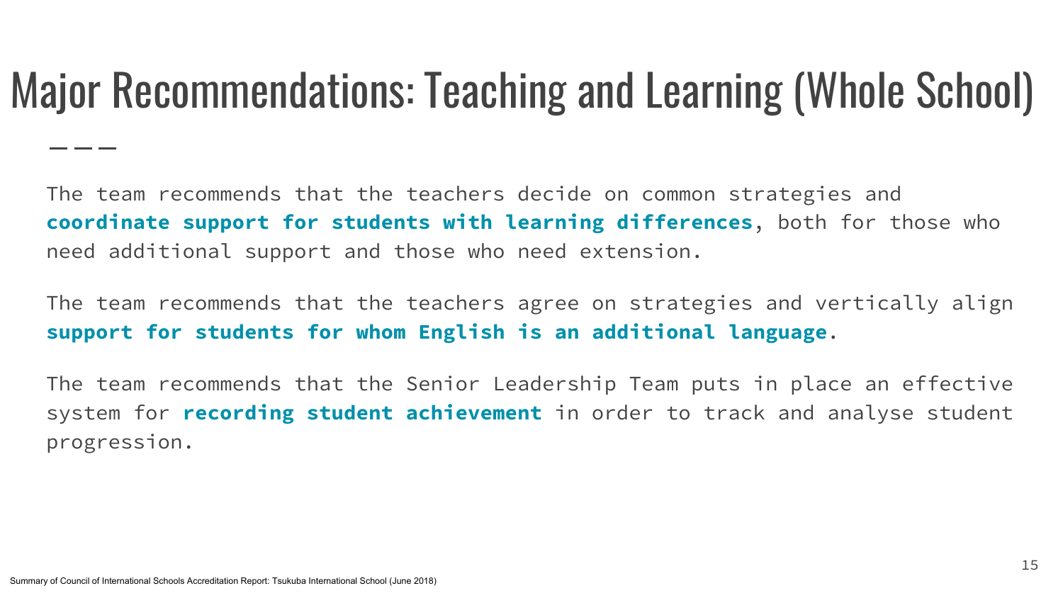# Major Recommendations: Teaching and Learning (Whole School)

The team recommends that the teachers decide on common strategies and **coordinate support for students with learning differences**, both for those who need additional support and those who need extension.

The team recommends that the teachers agree on strategies and vertically align **support for students for whom English is an additional language**.

The team recommends that the Senior Leadership Team puts in place an effective system for **recording student achievement** in order to track and analyse student progression.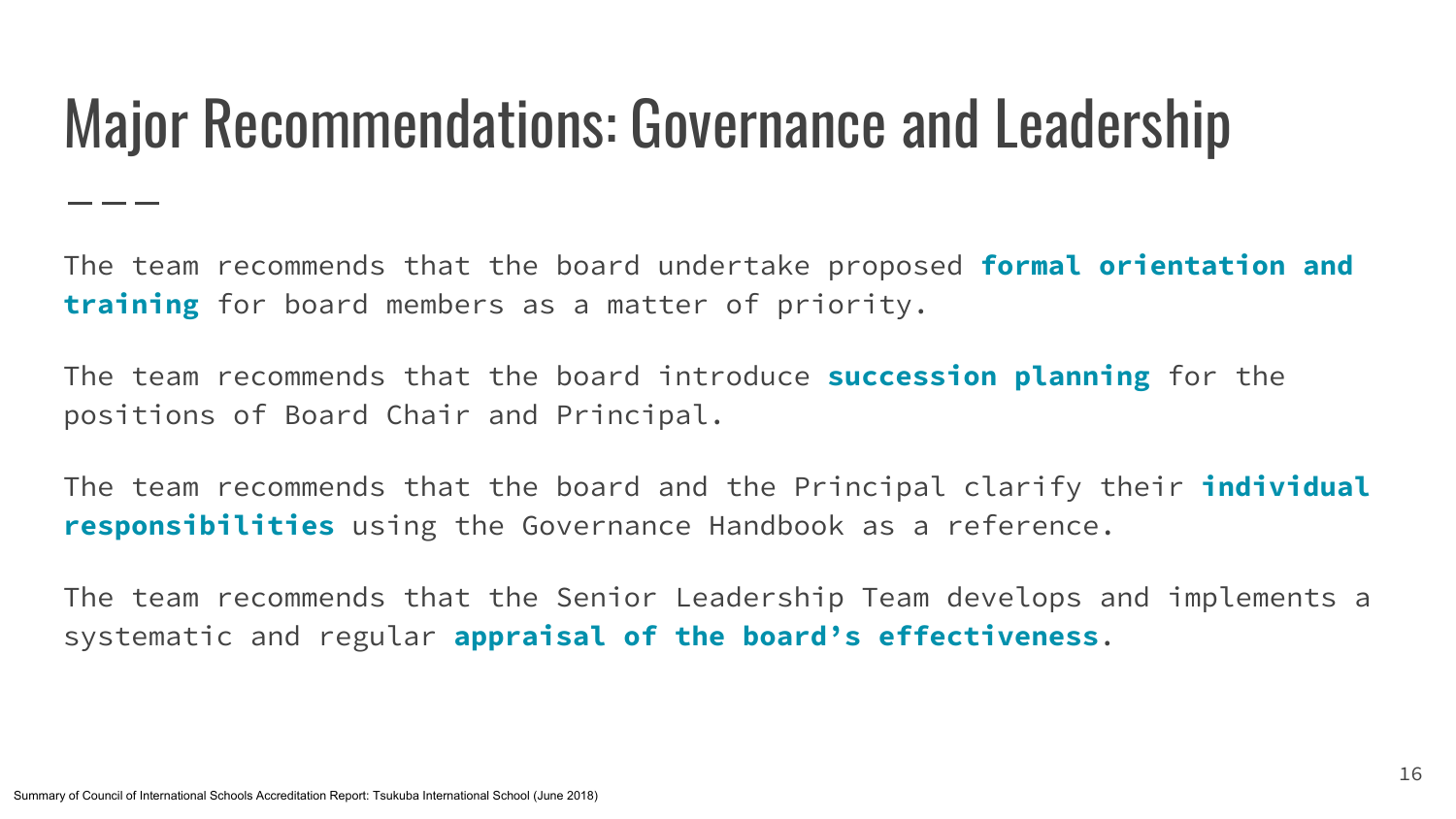# Major Recommendations: Governance and Leadership

The team recommends that the board undertake proposed **formal orientation and training** for board members as a matter of priority.

The team recommends that the board introduce **succession planning** for the positions of Board Chair and Principal.

The team recommends that the board and the Principal clarify their **individual responsibilities** using the Governance Handbook as a reference.

The team recommends that the Senior Leadership Team develops and implements a systematic and regular **appraisal of the board's effectiveness**.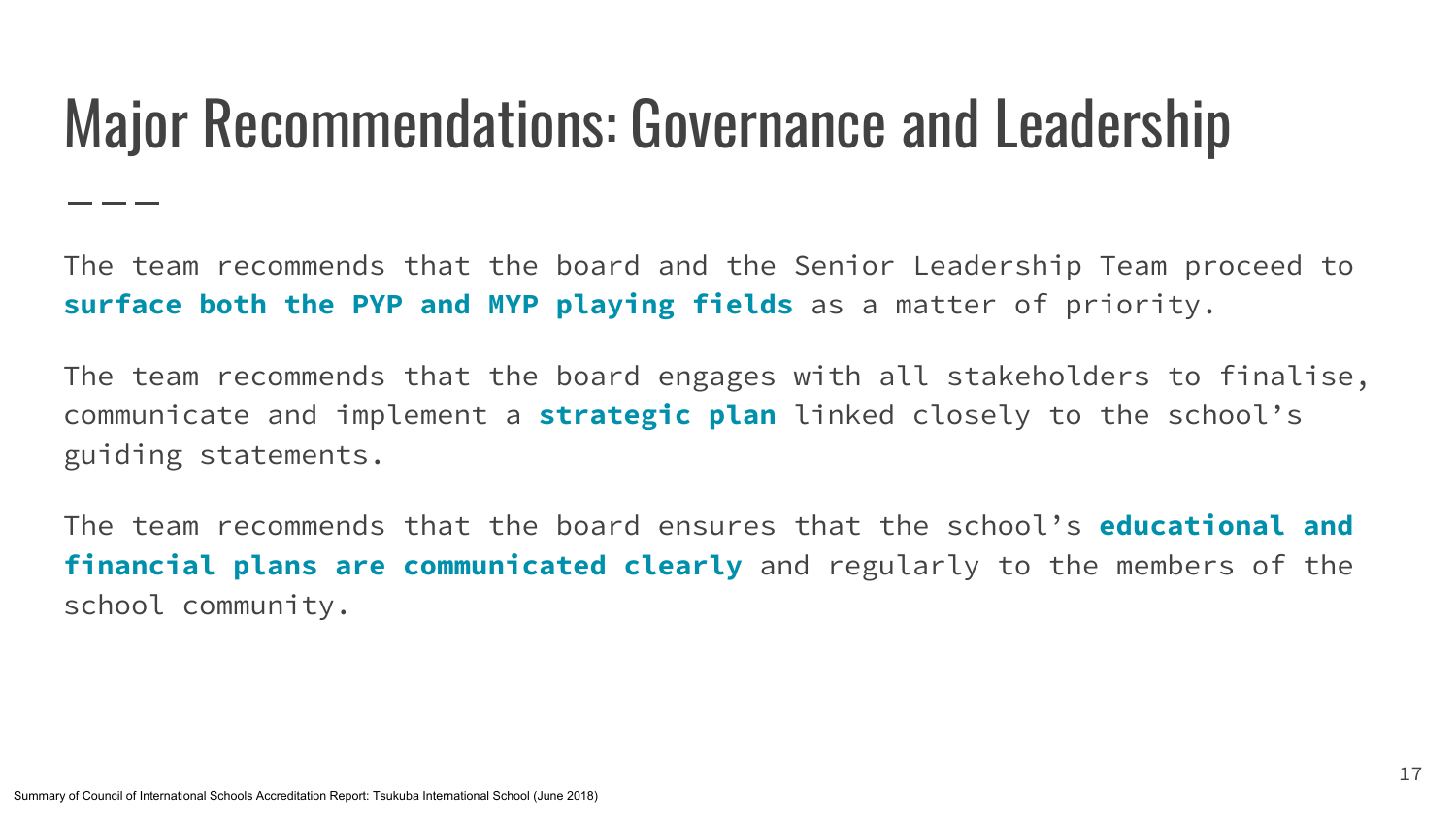# Major Recommendations: Governance and Leadership

The team recommends that the board and the Senior Leadership Team proceed to **surface both the PYP and MYP playing fields** as a matter of priority.

The team recommends that the board engages with all stakeholders to finalise, communicate and implement a **strategic plan** linked closely to the school's guiding statements.

The team recommends that the board ensures that the school's **educational and financial plans are communicated clearly** and regularly to the members of the school community.

Summary of Council of International Schools Accreditation Report: Tsukuba International School (June 2018)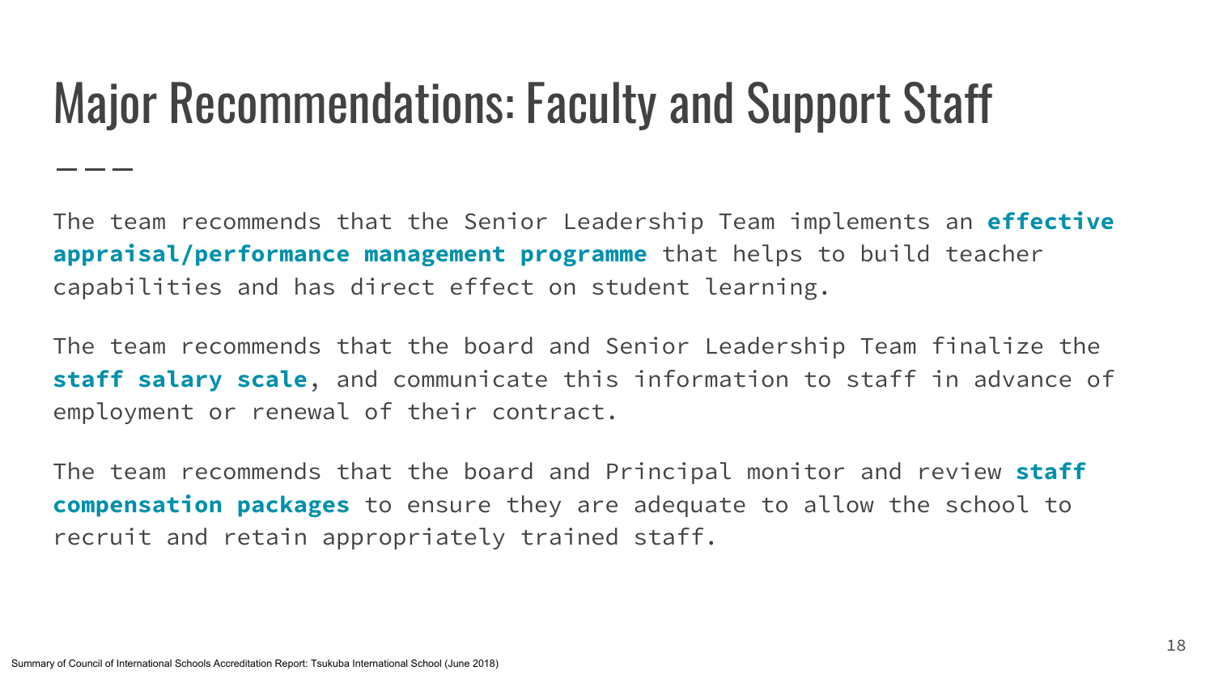# Major Recommendations: Faculty and Support Staff

The team recommends that the Senior Leadership Team implements an **effective appraisal/performance management programme** that helps to build teacher capabilities and has direct effect on student learning.

The team recommends that the board and Senior Leadership Team finalize the **staff salary scale**, and communicate this information to staff in advance of employment or renewal of their contract.

The team recommends that the board and Principal monitor and review **staff compensation packages** to ensure they are adequate to allow the school to recruit and retain appropriately trained staff.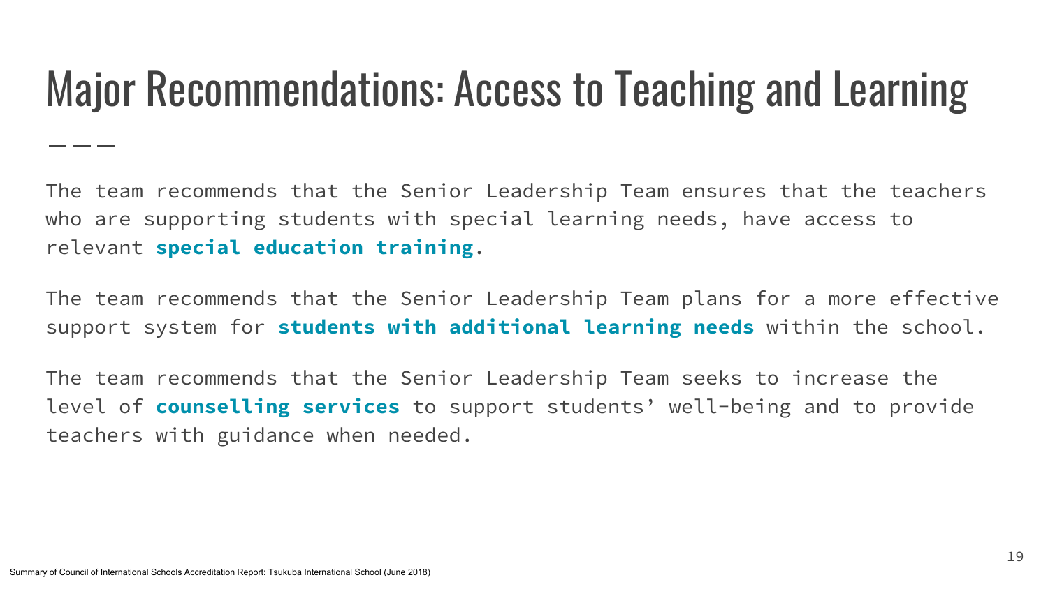# Major Recommendations: Access to Teaching and Learning

The team recommends that the Senior Leadership Team ensures that the teachers who are supporting students with special learning needs, have access to relevant **special education training**.

The team recommends that the Senior Leadership Team plans for a more effective support system for **students with additional learning needs** within the school.

The team recommends that the Senior Leadership Team seeks to increase the level of **counselling services** to support students' well-being and to provide teachers with guidance when needed.

Summary of Council of International Schools Accreditation Report: Tsukuba International School (June 2018)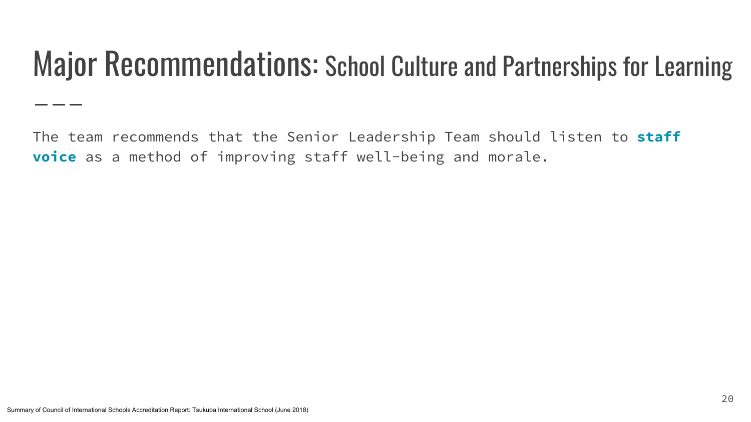# Major Recommendations: School Culture and Partnerships for Learning

---

The team recommends that the Senior Leadership Team should listen to **staff voice** as a method of improving staff well-being and morale.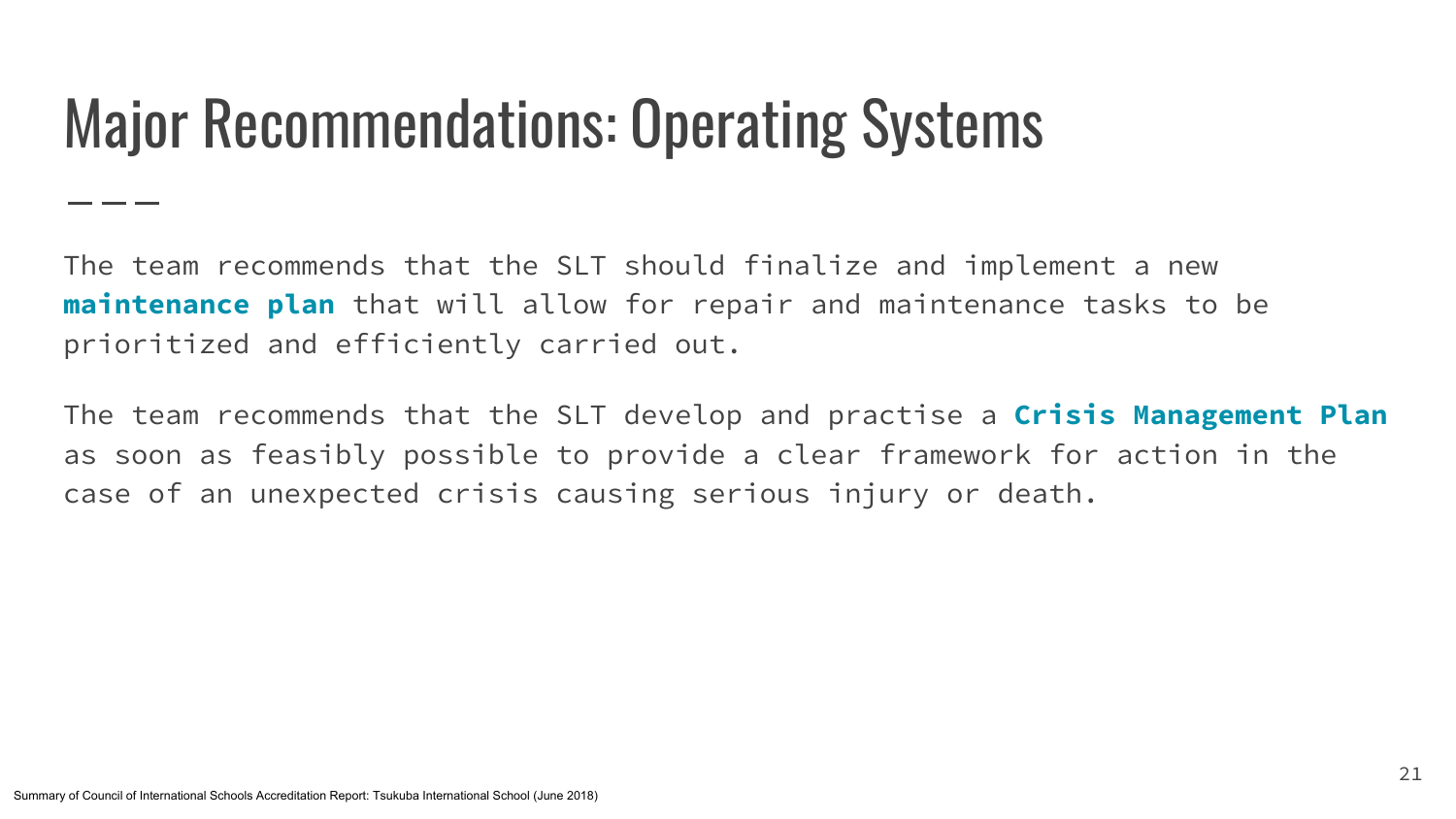# Major Recommendations: Operating Systems

The team recommends that the SLT should finalize and implement a new **maintenance plan** that will allow for repair and maintenance tasks to be prioritized and efficiently carried out.

The team recommends that the SLT develop and practise a **Crisis Management Plan** as soon as feasibly possible to provide a clear framework for action in the case of an unexpected crisis causing serious injury or death.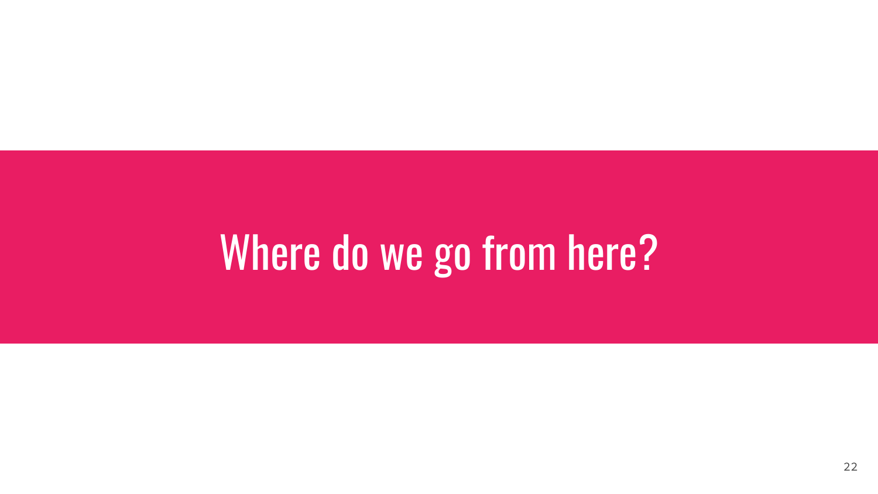# Where do we go from here?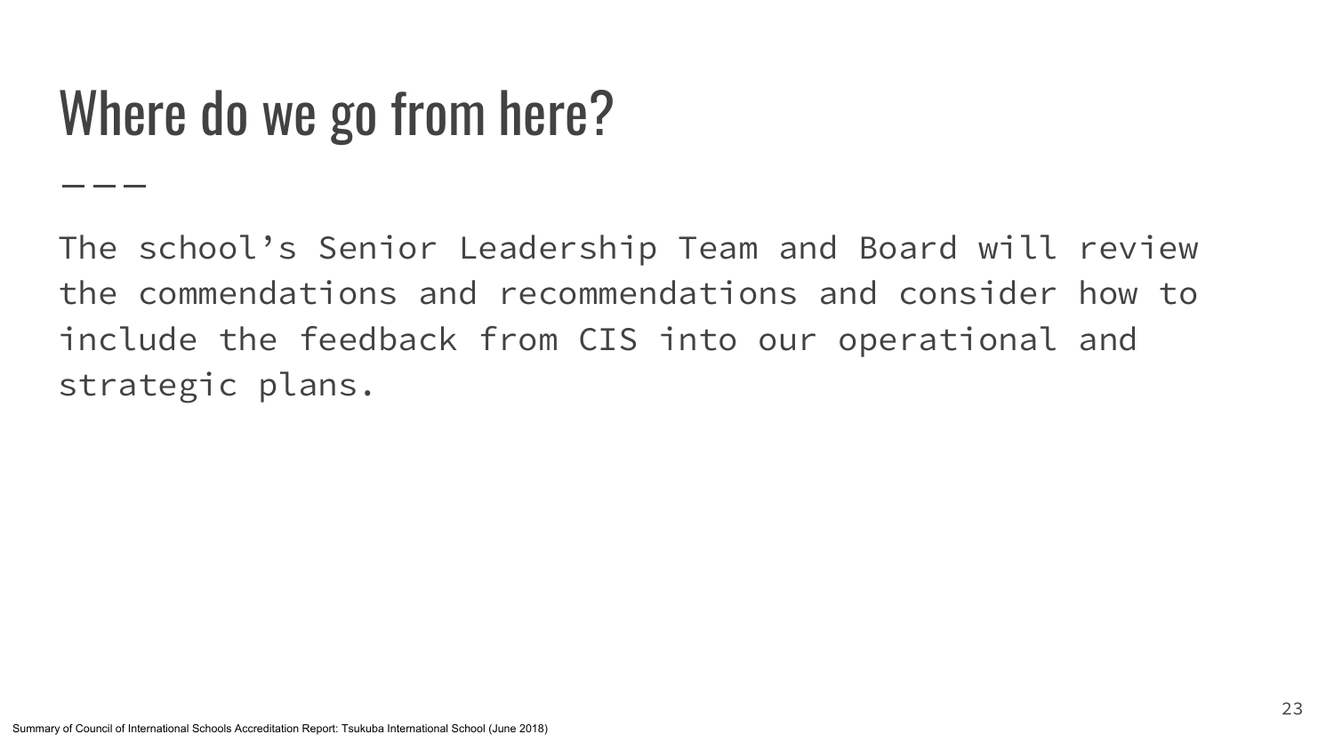# Where do we go from here?

The school’s Senior Leadership Team and Board will review the commendations and recommendations and consider how to include the feedback from CIS into our operational and strategic plans.